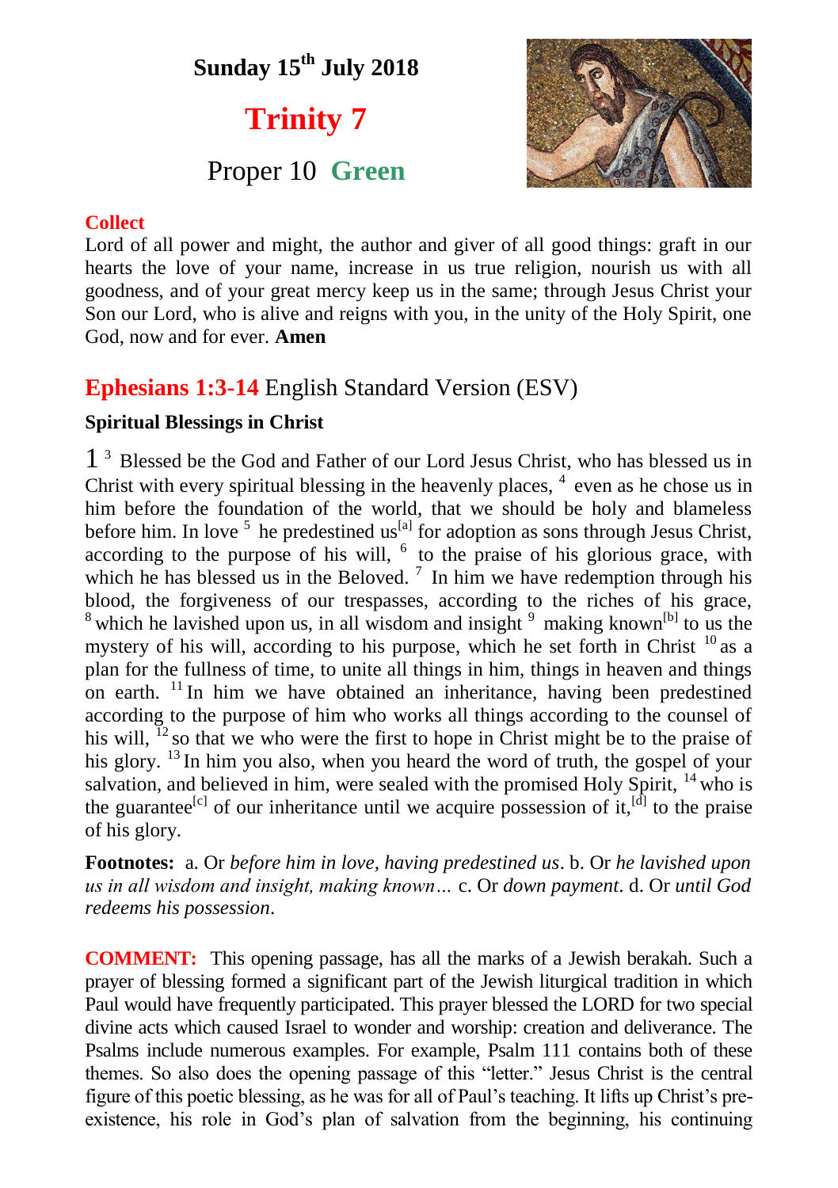**Sunday 15th July 2018**

# Trinity 7

## Proper 10 **Green**

**Collect**

Lord of all power and might, the author and giver of all good things: graft in our hearts the love of your name, increase in us true religion, nourish us with all goodness, and of your great mercy keep us in the same; through Jesus Christ your Son our Lord, who is alive and reigns with you, in the unity of the Holy Spirit, one God, now and for ever. **Amen**

## Ephesians 1:3-14 English Standard Version (ESV)

**Spiritual Blessings in Christ**

1 [3] Blessed be the God and Father of our Lord Jesus Christ, who has blessed us in Christ with every spiritual blessing in the heavenly places, [4] even as he chose us in him before the foundation of the world, that we should be holy and blameless before him. In love [5] he predestined us[a] for adoption as sons through Jesus Christ, according to the purpose of his will, [6] to the praise of his glorious grace, with which he has blessed us in the Beloved. [7] In him we have redemption through his blood, the forgiveness of our trespasses, according to the riches of his grace, [8] which he lavished upon us, in all wisdom and insight [9] making known[b] to us the mystery of his will, according to his purpose, which he set forth in Christ [10] as a plan for the fullness of time, to unite all things in him, things in heaven and things on earth. [11] In him we have obtained an inheritance, having been predestined according to the purpose of him who works all things according to the counsel of his will, [12] so that we who were the first to hope in Christ might be to the praise of his glory. [13] In him you also, when you heard the word of truth, the gospel of your salvation, and believed in him, were sealed with the promised Holy Spirit, [14] who is the guarantee[c] of our inheritance until we acquire possession of it,[d] to the praise of his glory.

**Footnotes:** a. Or *before him in love, having predestined us*. b. Or *he lavished upon us in all wisdom and insight, making known…* c. Or *down payment*. d. Or *until God redeems his possession*.

**COMMENT:** This opening passage, has all the marks of a Jewish berakah. Such a prayer of blessing formed a significant part of the Jewish liturgical tradition in which Paul would have frequently participated. This prayer blessed the LORD for two special divine acts which caused Israel to wonder and worship: creation and deliverance. The Psalms include numerous examples. For example, Psalm 111 contains both of these themes. So also does the opening passage of this "letter." Jesus Christ is the central figure of this poetic blessing, as he was for all of Paul's teaching. It lifts up Christ's pre-existence, his role in God's plan of salvation from the beginning, his continuing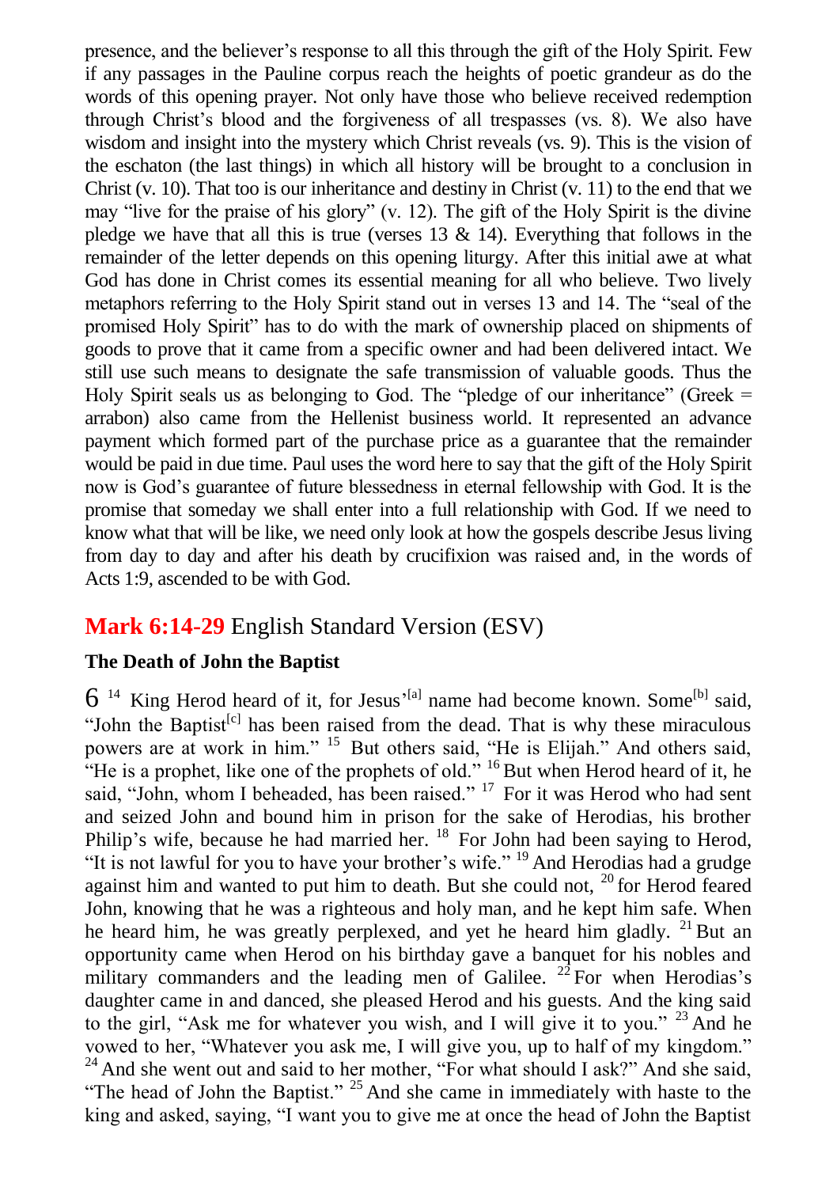presence, and the believer's response to all this through the gift of the Holy Spirit. Few if any passages in the Pauline corpus reach the heights of poetic grandeur as do the words of this opening prayer. Not only have those who believe received redemption through Christ's blood and the forgiveness of all trespasses (vs. 8). We also have wisdom and insight into the mystery which Christ reveals (vs. 9). This is the vision of the eschaton (the last things) in which all history will be brought to a conclusion in Christ (v. 10). That too is our inheritance and destiny in Christ (v. 11) to the end that we may "live for the praise of his glory" (v. 12). The gift of the Holy Spirit is the divine pledge we have that all this is true (verses 13 & 14). Everything that follows in the remainder of the letter depends on this opening liturgy. After this initial awe at what God has done in Christ comes its essential meaning for all who believe. Two lively metaphors referring to the Holy Spirit stand out in verses 13 and 14. The "seal of the promised Holy Spirit" has to do with the mark of ownership placed on shipments of goods to prove that it came from a specific owner and had been delivered intact. We still use such means to designate the safe transmission of valuable goods. Thus the Holy Spirit seals us as belonging to God. The "pledge of our inheritance" (Greek = arrabon) also came from the Hellenist business world. It represented an advance payment which formed part of the purchase price as a guarantee that the remainder would be paid in due time. Paul uses the word here to say that the gift of the Holy Spirit now is God's guarantee of future blessedness in eternal fellowship with God. It is the promise that someday we shall enter into a full relationship with God. If we need to know what that will be like, we need only look at how the gospels describe Jesus living from day to day and after his death by crucifixion was raised and, in the words of Acts 1:9, ascended to be with God.

## **Mark 6:14-29** English Standard Version (ESV)

### The Death of John the Baptist

6 [14] King Herod heard of it, for Jesus'[a] name had become known. Some[b] said, "John the Baptist[c] has been raised from the dead. That is why these miraculous powers are at work in him." [15] But others said, "He is Elijah." And others said, "He is a prophet, like one of the prophets of old." [16] But when Herod heard of it, he said, "John, whom I beheaded, has been raised." [17] For it was Herod who had sent and seized John and bound him in prison for the sake of Herodias, his brother Philip's wife, because he had married her. [18] For John had been saying to Herod, "It is not lawful for you to have your brother's wife." [19] And Herodias had a grudge against him and wanted to put him to death. But she could not, [20] for Herod feared John, knowing that he was a righteous and holy man, and he kept him safe. When he heard him, he was greatly perplexed, and yet he heard him gladly. [21] But an opportunity came when Herod on his birthday gave a banquet for his nobles and military commanders and the leading men of Galilee. [22] For when Herodias's daughter came in and danced, she pleased Herod and his guests. And the king said to the girl, "Ask me for whatever you wish, and I will give it to you." [23] And he vowed to her, "Whatever you ask me, I will give you, up to half of my kingdom." [24] And she went out and said to her mother, "For what should I ask?" And she said, "The head of John the Baptist." [25] And she came in immediately with haste to the king and asked, saying, "I want you to give me at once the head of John the Baptist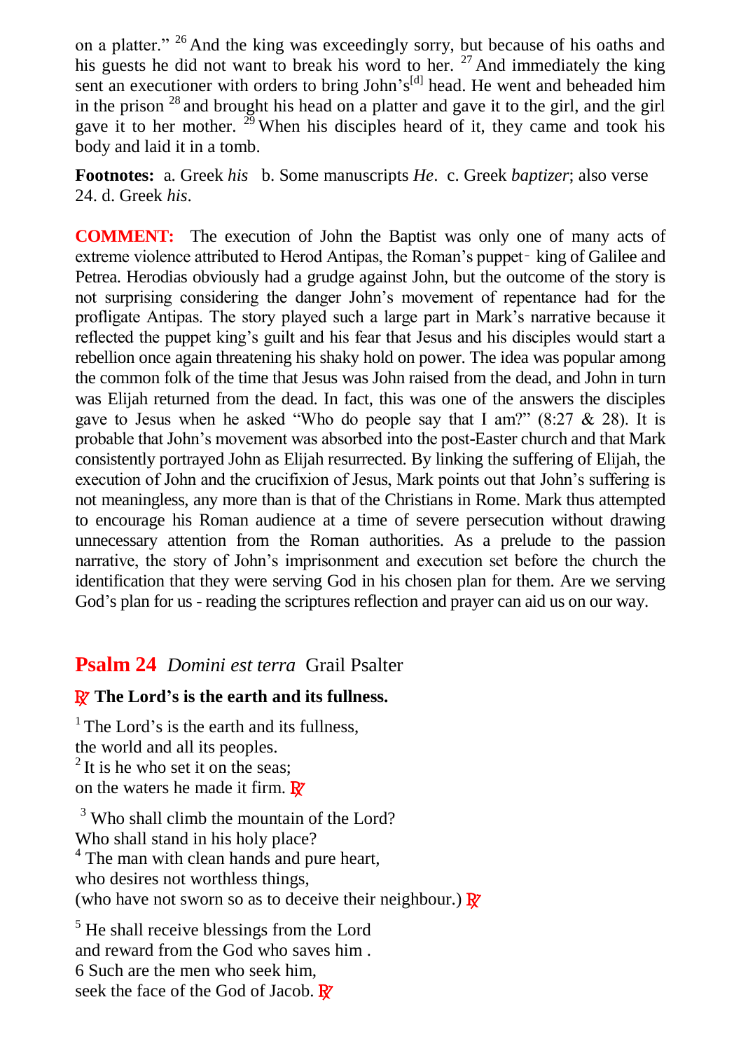on a platter." [26] And the king was exceedingly sorry, but because of his oaths and his guests he did not want to break his word to her. [27] And immediately the king sent an executioner with orders to bring John's[d] head. He went and beheaded him in the prison [28] and brought his head on a platter and gave it to the girl, and the girl gave it to her mother. [29] When his disciples heard of it, they came and took his body and laid it in a tomb.

**Footnotes:** a. Greek *his* b. Some manuscripts *He*. c. Greek *baptizer*; also verse 24. d. Greek *his*.

**COMMENT:** The execution of John the Baptist was only one of many acts of extreme violence attributed to Herod Antipas, the Roman's puppet- king of Galilee and Petrea. Herodias obviously had a grudge against John, but the outcome of the story is not surprising considering the danger John's movement of repentance had for the profligate Antipas. The story played such a large part in Mark's narrative because it reflected the puppet king's guilt and his fear that Jesus and his disciples would start a rebellion once again threatening his shaky hold on power. The idea was popular among the common folk of the time that Jesus was John raised from the dead, and John in turn was Elijah returned from the dead. In fact, this was one of the answers the disciples gave to Jesus when he asked "Who do people say that I am?" (8:27 & 28). It is probable that John's movement was absorbed into the post-Easter church and that Mark consistently portrayed John as Elijah resurrected. By linking the suffering of Elijah, the execution of John and the crucifixion of Jesus, Mark points out that John's suffering is not meaningless, any more than is that of the Christians in Rome. Mark thus attempted to encourage his Roman audience at a time of severe persecution without drawing unnecessary attention from the Roman authorities. As a prelude to the passion narrative, the story of John's imprisonment and execution set before the church the identification that they were serving God in his chosen plan for them. Are we serving God's plan for us - reading the scriptures reflection and prayer can aid us on our way.

## Psalm 24 *Domini est terra* Grail Psalter

**℟ The Lord's is the earth and its fullness.**

[1] The Lord's is the earth and its fullness,
the world and all its peoples.
[2] It is he who set it on the seas;
on the waters he made it firm. ℟

[3] Who shall climb the mountain of the Lord?
Who shall stand in his holy place?
[4] The man with clean hands and pure heart,
who desires not worthless things,
(who have not sworn so as to deceive their neighbour.) ℟

[5] He shall receive blessings from the Lord
and reward from the God who saves him .
6 Such are the men who seek him,
seek the face of the God of Jacob. ℟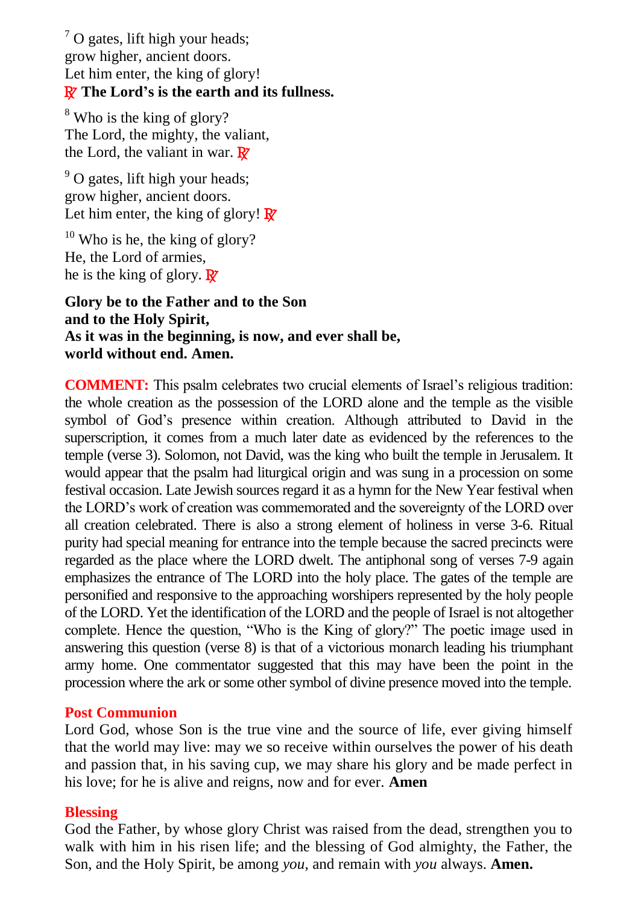[7] O gates, lift high your heads;
grow higher, ancient doors.
Let him enter, the king of glory!
℟ **The Lord's is the earth and its fullness.**

[8] Who is the king of glory?
The Lord, the mighty, the valiant,
the Lord, the valiant in war. ℟

[9] O gates, lift high your heads;
grow higher, ancient doors.
Let him enter, the king of glory! ℟

[10] Who is he, the king of glory?
He, the Lord of armies,
he is the king of glory. ℟

**Glory be to the Father and to the Son**
**and to the Holy Spirit,**
**As it was in the beginning, is now, and ever shall be,**
**world without end. Amen.**

**COMMENT:** This psalm celebrates two crucial elements of Israel's religious tradition: the whole creation as the possession of the LORD alone and the temple as the visible symbol of God's presence within creation. Although attributed to David in the superscription, it comes from a much later date as evidenced by the references to the temple (verse 3). Solomon, not David, was the king who built the temple in Jerusalem. It would appear that the psalm had liturgical origin and was sung in a procession on some festival occasion. Late Jewish sources regard it as a hymn for the New Year festival when the LORD's work of creation was commemorated and the sovereignty of the LORD over all creation celebrated. There is also a strong element of holiness in verse 3-6. Ritual purity had special meaning for entrance into the temple because the sacred precincts were regarded as the place where the LORD dwelt. The antiphonal song of verses 7-9 again emphasizes the entrance of The LORD into the holy place. The gates of the temple are personified and responsive to the approaching worshipers represented by the holy people of the LORD. Yet the identification of the LORD and the people of Israel is not altogether complete. Hence the question, "Who is the King of glory?" The poetic image used in answering this question (verse 8) is that of a victorious monarch leading his triumphant army home. One commentator suggested that this may have been the point in the procession where the ark or some other symbol of divine presence moved into the temple.

## Post Communion

Lord God, whose Son is the true vine and the source of life, ever giving himself that the world may live: may we so receive within ourselves the power of his death and passion that, in his saving cup, we may share his glory and be made perfect in his love; for he is alive and reigns, now and for ever. **Amen**

## Blessing

God the Father, by whose glory Christ was raised from the dead, strengthen you to walk with him in his risen life; and the blessing of God almighty, the Father, the Son, and the Holy Spirit, be among *you*, and remain with *you* always. **Amen.**